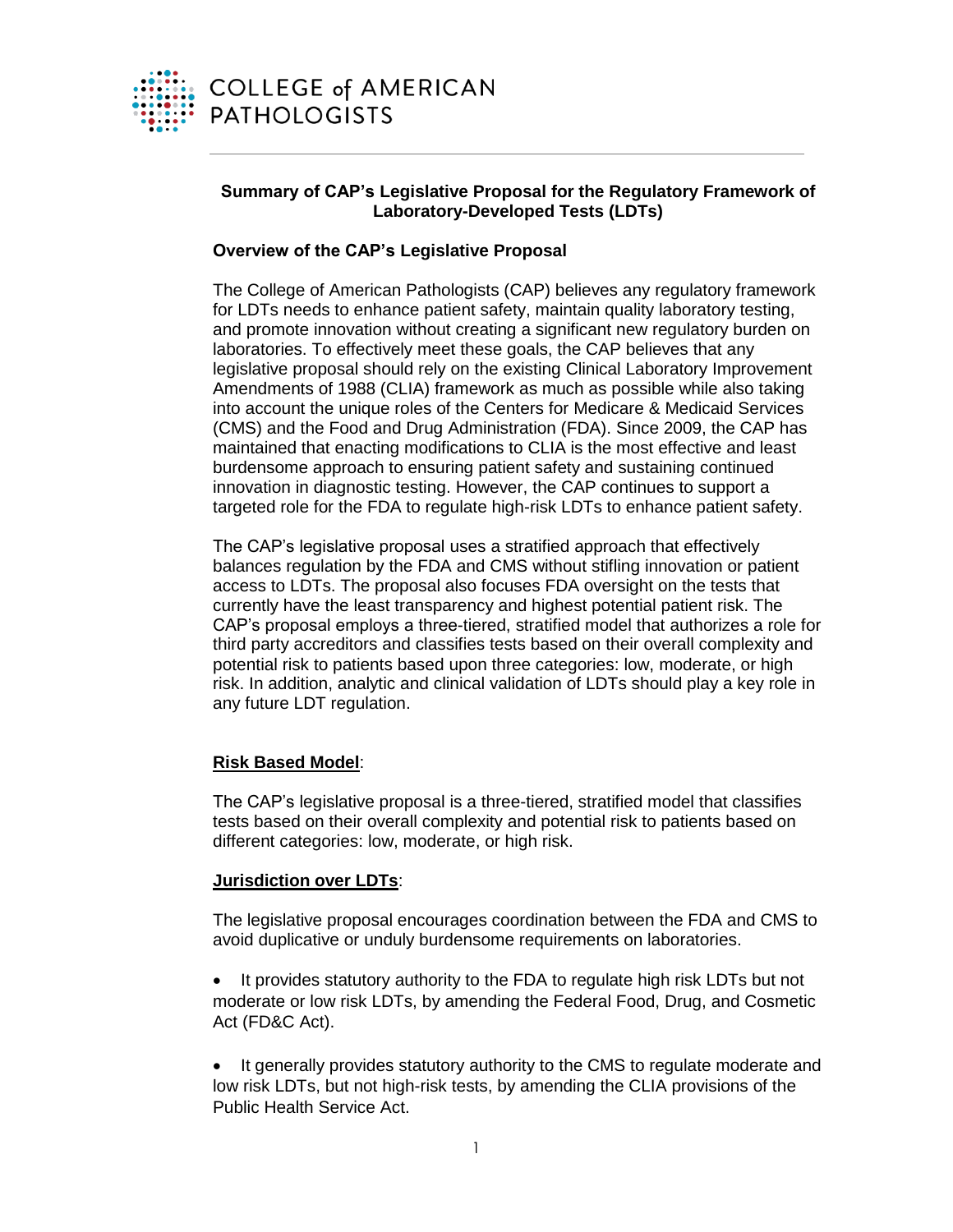COLLEGE of AMERICAN PATHOLOGISTS

## Summary of CAP's Legislative Proposal for the Regulatory Framework of Laboratory-Developed Tests (LDTs)

### Overview of the CAP's Legislative Proposal

The College of American Pathologists (CAP) believes any regulatory framework for LDTs needs to enhance patient safety, maintain quality laboratory testing, and promote innovation without creating a significant new regulatory burden on laboratories. To effectively meet these goals, the CAP believes that any legislative proposal should rely on the existing Clinical Laboratory Improvement Amendments of 1988 (CLIA) framework as much as possible while also taking into account the unique roles of the Centers for Medicare & Medicaid Services (CMS) and the Food and Drug Administration (FDA). Since 2009, the CAP has maintained that enacting modifications to CLIA is the most effective and least burdensome approach to ensuring patient safety and sustaining continued innovation in diagnostic testing. However, the CAP continues to support a targeted role for the FDA to regulate high-risk LDTs to enhance patient safety.

The CAP's legislative proposal uses a stratified approach that effectively balances regulation by the FDA and CMS without stifling innovation or patient access to LDTs. The proposal also focuses FDA oversight on the tests that currently have the least transparency and highest potential patient risk. The CAP's proposal employs a three-tiered, stratified model that authorizes a role for third party accreditors and classifies tests based on their overall complexity and potential risk to patients based upon three categories: low, moderate, or high risk. In addition, analytic and clinical validation of LDTs should play a key role in any future LDT regulation.

**Risk Based Model**:

The CAP's legislative proposal is a three-tiered, stratified model that classifies tests based on their overall complexity and potential risk to patients based on different categories: low, moderate, or high risk.

**Jurisdiction over LDTs**:

The legislative proposal encourages coordination between the FDA and CMS to avoid duplicative or unduly burdensome requirements on laboratories.

- It provides statutory authority to the FDA to regulate high risk LDTs but not moderate or low risk LDTs, by amending the Federal Food, Drug, and Cosmetic Act (FD&C Act).

- It generally provides statutory authority to the CMS to regulate moderate and low risk LDTs, but not high-risk tests, by amending the CLIA provisions of the Public Health Service Act.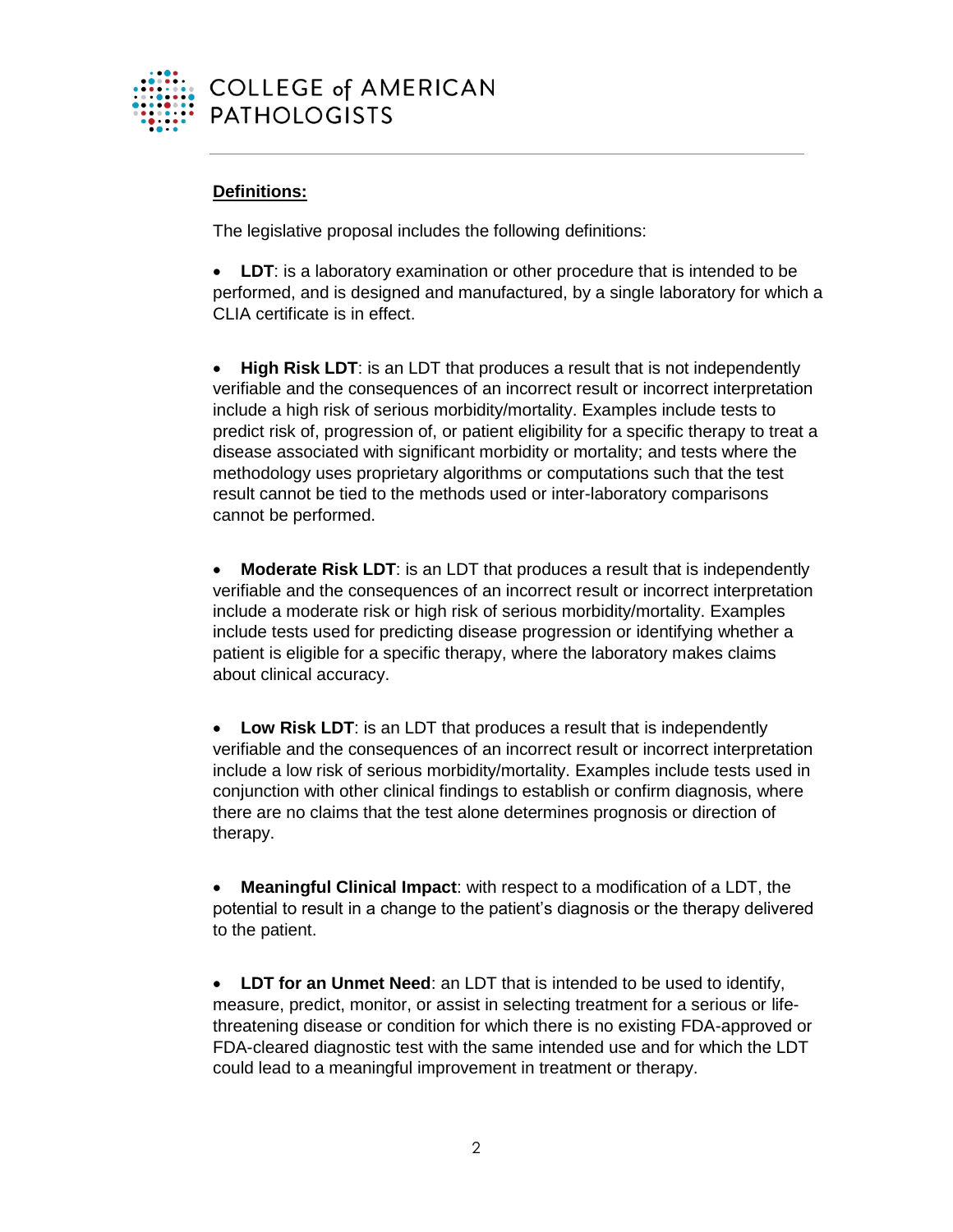**Definitions:**

The legislative proposal includes the following definitions:

- **LDT**: is a laboratory examination or other procedure that is intended to be performed, and is designed and manufactured, by a single laboratory for which a CLIA certificate is in effect.

- **High Risk LDT**: is an LDT that produces a result that is not independently verifiable and the consequences of an incorrect result or incorrect interpretation include a high risk of serious morbidity/mortality. Examples include tests to predict risk of, progression of, or patient eligibility for a specific therapy to treat a disease associated with significant morbidity or mortality; and tests where the methodology uses proprietary algorithms or computations such that the test result cannot be tied to the methods used or inter-laboratory comparisons cannot be performed.

- **Moderate Risk LDT**: is an LDT that produces a result that is independently verifiable and the consequences of an incorrect result or incorrect interpretation include a moderate risk or high risk of serious morbidity/mortality. Examples include tests used for predicting disease progression or identifying whether a patient is eligible for a specific therapy, where the laboratory makes claims about clinical accuracy.

- **Low Risk LDT**: is an LDT that produces a result that is independently verifiable and the consequences of an incorrect result or incorrect interpretation include a low risk of serious morbidity/mortality. Examples include tests used in conjunction with other clinical findings to establish or confirm diagnosis, where there are no claims that the test alone determines prognosis or direction of therapy.

- **Meaningful Clinical Impact**: with respect to a modification of a LDT, the potential to result in a change to the patient's diagnosis or the therapy delivered to the patient.

- **LDT for an Unmet Need**: an LDT that is intended to be used to identify, measure, predict, monitor, or assist in selecting treatment for a serious or life-threatening disease or condition for which there is no existing FDA-approved or FDA-cleared diagnostic test with the same intended use and for which the LDT could lead to a meaningful improvement in treatment or therapy.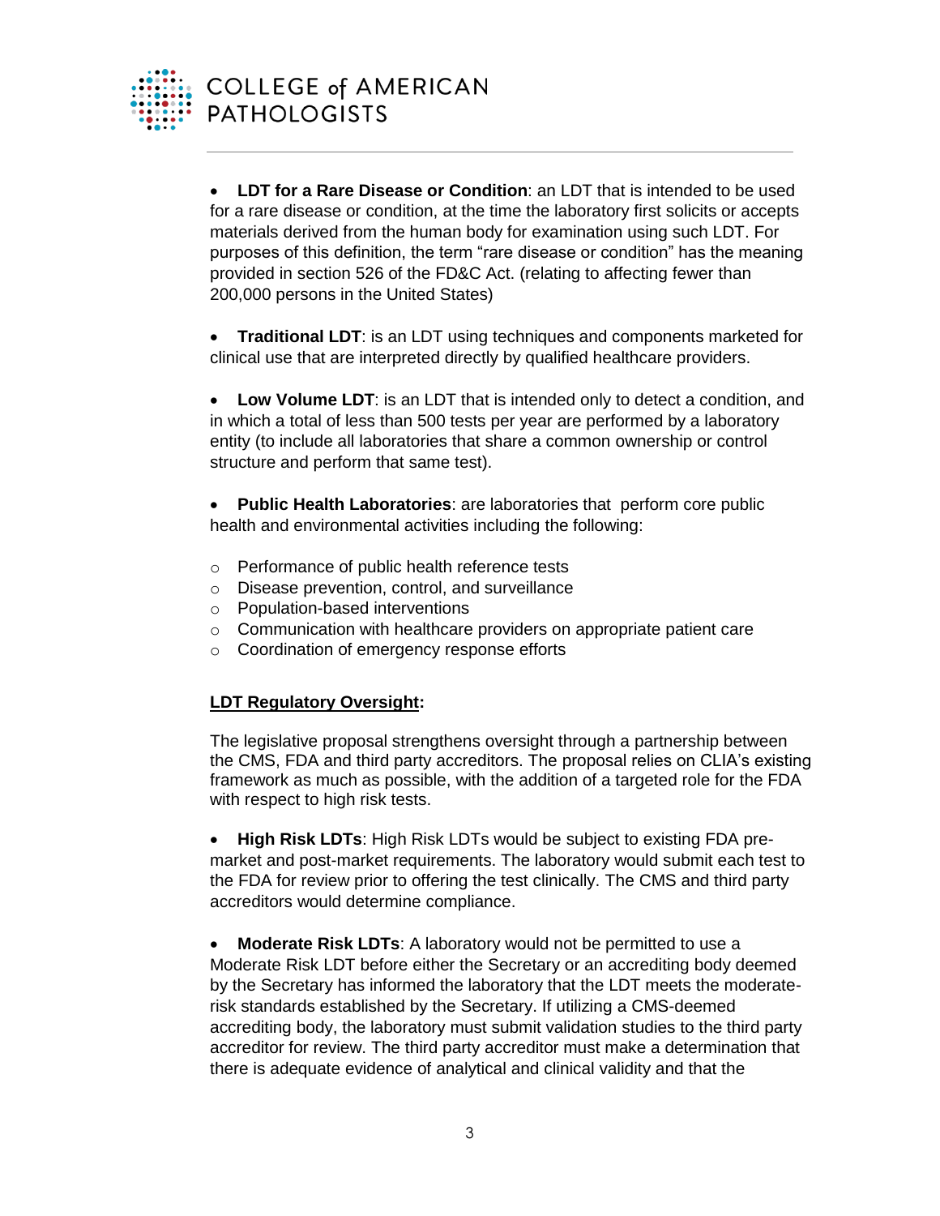- **LDT for a Rare Disease or Condition**: an LDT that is intended to be used for a rare disease or condition, at the time the laboratory first solicits or accepts materials derived from the human body for examination using such LDT. For purposes of this definition, the term “rare disease or condition” has the meaning provided in section 526 of the FD&C Act. (relating to affecting fewer than 200,000 persons in the United States)

- **Traditional LDT**: is an LDT using techniques and components marketed for clinical use that are interpreted directly by qualified healthcare providers.

- **Low Volume LDT**: is an LDT that is intended only to detect a condition, and in which a total of less than 500 tests per year are performed by a laboratory entity (to include all laboratories that share a common ownership or control structure and perform that same test).

- **Public Health Laboratories**: are laboratories that perform core public health and environmental activities including the following:

  - Performance of public health reference tests
  - Disease prevention, control, and surveillance
  - Population-based interventions
  - Communication with healthcare providers on appropriate patient care
  - Coordination of emergency response efforts

**<u>LDT Regulatory Oversight</u>:**

The legislative proposal strengthens oversight through a partnership between the CMS, FDA and third party accreditors. The proposal relies on CLIA’s existing framework as much as possible, with the addition of a targeted role for the FDA with respect to high risk tests.

- **High Risk LDTs**: High Risk LDTs would be subject to existing FDA pre-market and post-market requirements. The laboratory would submit each test to the FDA for review prior to offering the test clinically. The CMS and third party accreditors would determine compliance.

- **Moderate Risk LDTs**: A laboratory would not be permitted to use a Moderate Risk LDT before either the Secretary or an accrediting body deemed by the Secretary has informed the laboratory that the LDT meets the moderate-risk standards established by the Secretary. If utilizing a CMS-deemed accrediting body, the laboratory must submit validation studies to the third party accreditor for review. The third party accreditor must make a determination that there is adequate evidence of analytical and clinical validity and that the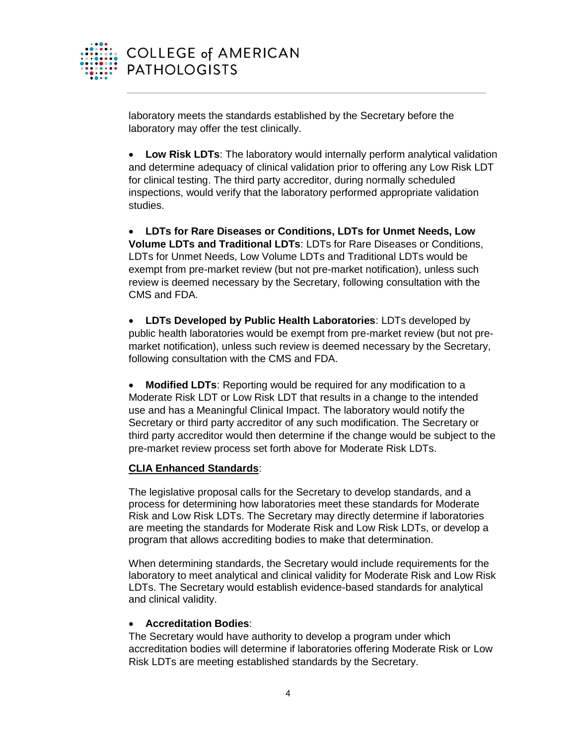laboratory meets the standards established by the Secretary before the laboratory may offer the test clinically.

- **Low Risk LDTs**: The laboratory would internally perform analytical validation and determine adequacy of clinical validation prior to offering any Low Risk LDT for clinical testing. The third party accreditor, during normally scheduled inspections, would verify that the laboratory performed appropriate validation studies.

- **LDTs for Rare Diseases or Conditions, LDTs for Unmet Needs, Low Volume LDTs and Traditional LDTs**: LDTs for Rare Diseases or Conditions, LDTs for Unmet Needs, Low Volume LDTs and Traditional LDTs would be exempt from pre-market review (but not pre-market notification), unless such review is deemed necessary by the Secretary, following consultation with the CMS and FDA.

- **LDTs Developed by Public Health Laboratories**: LDTs developed by public health laboratories would be exempt from pre-market review (but not pre-market notification), unless such review is deemed necessary by the Secretary, following consultation with the CMS and FDA.

- **Modified LDTs**: Reporting would be required for any modification to a Moderate Risk LDT or Low Risk LDT that results in a change to the intended use and has a Meaningful Clinical Impact. The laboratory would notify the Secretary or third party accreditor of any such modification. The Secretary or third party accreditor would then determine if the change would be subject to the pre-market review process set forth above for Moderate Risk LDTs.

<u>**CLIA Enhanced Standards**</u>:

The legislative proposal calls for the Secretary to develop standards, and a process for determining how laboratories meet these standards for Moderate Risk and Low Risk LDTs. The Secretary may directly determine if laboratories are meeting the standards for Moderate Risk and Low Risk LDTs, or develop a program that allows accrediting bodies to make that determination.

When determining standards, the Secretary would include requirements for the laboratory to meet analytical and clinical validity for Moderate Risk and Low Risk LDTs. The Secretary would establish evidence-based standards for analytical and clinical validity.

- **Accreditation Bodies**:
The Secretary would have authority to develop a program under which accreditation bodies will determine if laboratories offering Moderate Risk or Low Risk LDTs are meeting established standards by the Secretary.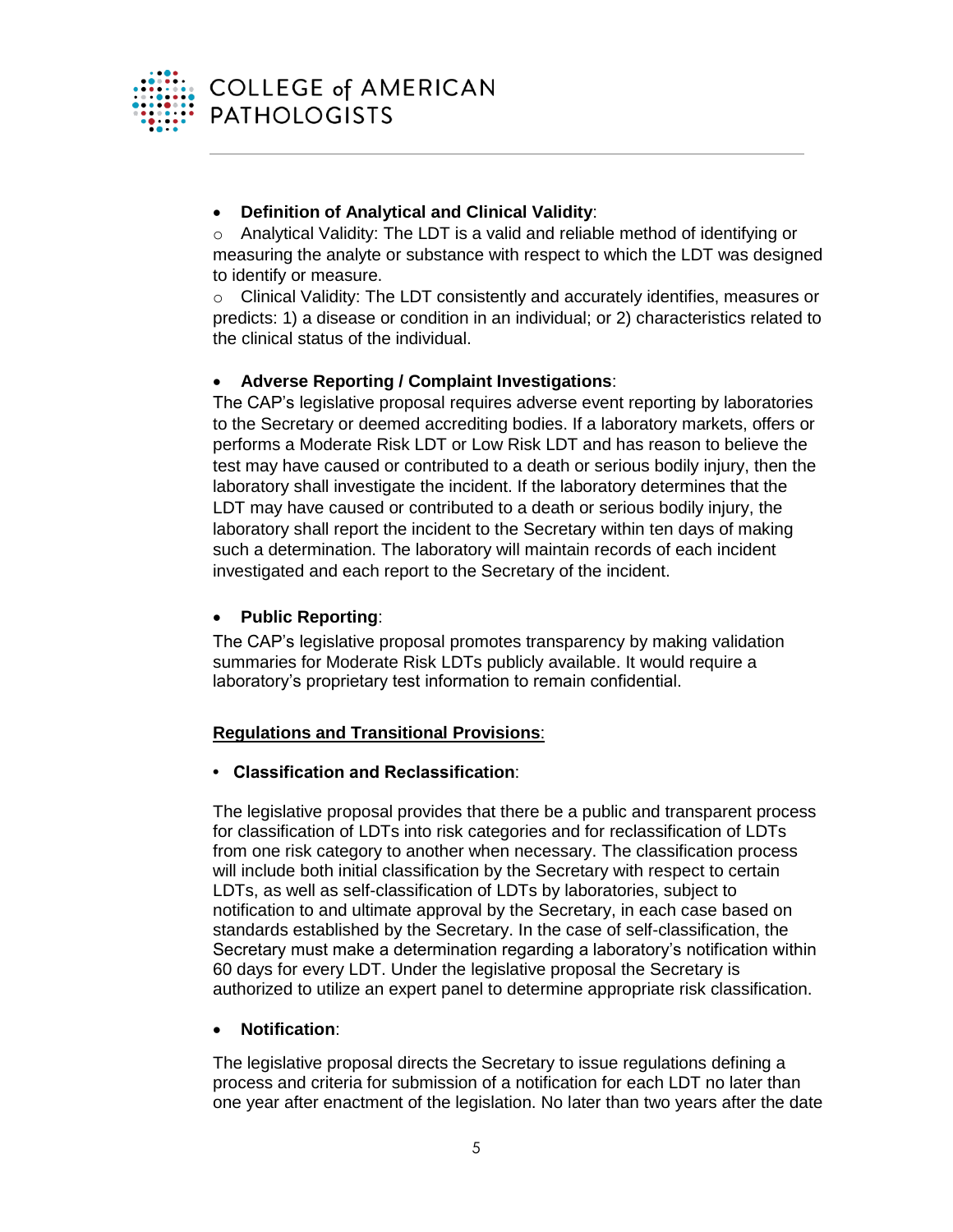- **Definition of Analytical and Clinical Validity**:
  - Analytical Validity: The LDT is a valid and reliable method of identifying or measuring the analyte or substance with respect to which the LDT was designed to identify or measure.
  - Clinical Validity: The LDT consistently and accurately identifies, measures or predicts: 1) a disease or condition in an individual; or 2) characteristics related to the clinical status of the individual.

- **Adverse Reporting / Complaint Investigations**:

The CAP's legislative proposal requires adverse event reporting by laboratories to the Secretary or deemed accrediting bodies. If a laboratory markets, offers or performs a Moderate Risk LDT or Low Risk LDT and has reason to believe the test may have caused or contributed to a death or serious bodily injury, then the laboratory shall investigate the incident. If the laboratory determines that the LDT may have caused or contributed to a death or serious bodily injury, the laboratory shall report the incident to the Secretary within ten days of making such a determination. The laboratory will maintain records of each incident investigated and each report to the Secretary of the incident.

- **Public Reporting**:

The CAP's legislative proposal promotes transparency by making validation summaries for Moderate Risk LDTs publicly available. It would require a laboratory's proprietary test information to remain confidential.

<u>**Regulations and Transitional Provisions**</u>:

- **Classification and Reclassification**:

The legislative proposal provides that there be a public and transparent process for classification of LDTs into risk categories and for reclassification of LDTs from one risk category to another when necessary. The classification process will include both initial classification by the Secretary with respect to certain LDTs, as well as self-classification of LDTs by laboratories, subject to notification to and ultimate approval by the Secretary, in each case based on standards established by the Secretary. In the case of self-classification, the Secretary must make a determination regarding a laboratory's notification within 60 days for every LDT. Under the legislative proposal the Secretary is authorized to utilize an expert panel to determine appropriate risk classification.

- **Notification**:

The legislative proposal directs the Secretary to issue regulations defining a process and criteria for submission of a notification for each LDT no later than one year after enactment of the legislation. No later than two years after the date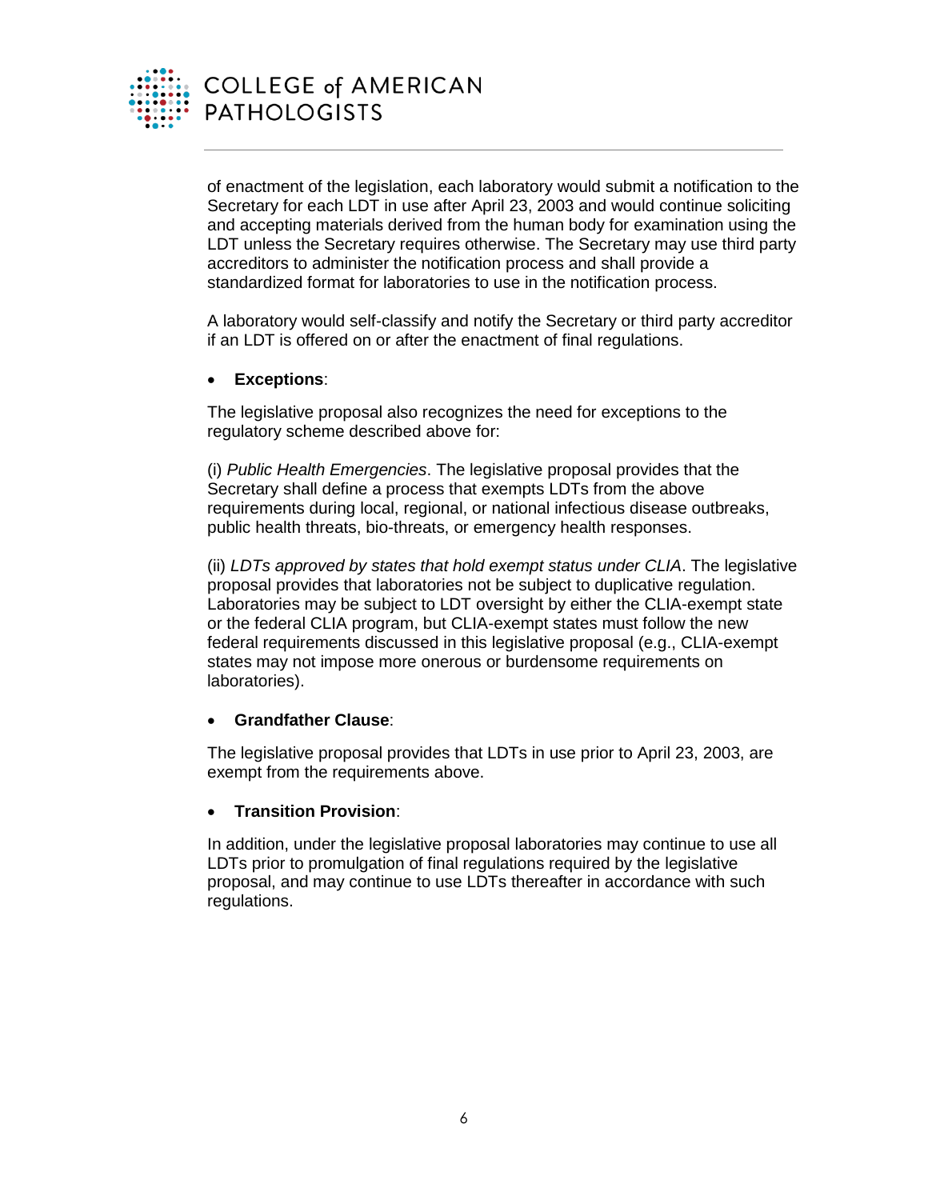of enactment of the legislation, each laboratory would submit a notification to the Secretary for each LDT in use after April 23, 2003 and would continue soliciting and accepting materials derived from the human body for examination using the LDT unless the Secretary requires otherwise. The Secretary may use third party accreditors to administer the notification process and shall provide a standardized format for laboratories to use in the notification process.

A laboratory would self-classify and notify the Secretary or third party accreditor if an LDT is offered on or after the enactment of final regulations.

- **Exceptions**:

The legislative proposal also recognizes the need for exceptions to the regulatory scheme described above for:

(i) *Public Health Emergencies*. The legislative proposal provides that the Secretary shall define a process that exempts LDTs from the above requirements during local, regional, or national infectious disease outbreaks, public health threats, bio-threats, or emergency health responses.

(ii) *LDTs approved by states that hold exempt status under CLIA*. The legislative proposal provides that laboratories not be subject to duplicative regulation. Laboratories may be subject to LDT oversight by either the CLIA-exempt state or the federal CLIA program, but CLIA-exempt states must follow the new federal requirements discussed in this legislative proposal (e.g., CLIA-exempt states may not impose more onerous or burdensome requirements on laboratories).

- **Grandfather Clause**:

The legislative proposal provides that LDTs in use prior to April 23, 2003, are exempt from the requirements above.

- **Transition Provision**:

In addition, under the legislative proposal laboratories may continue to use all LDTs prior to promulgation of final regulations required by the legislative proposal, and may continue to use LDTs thereafter in accordance with such regulations.